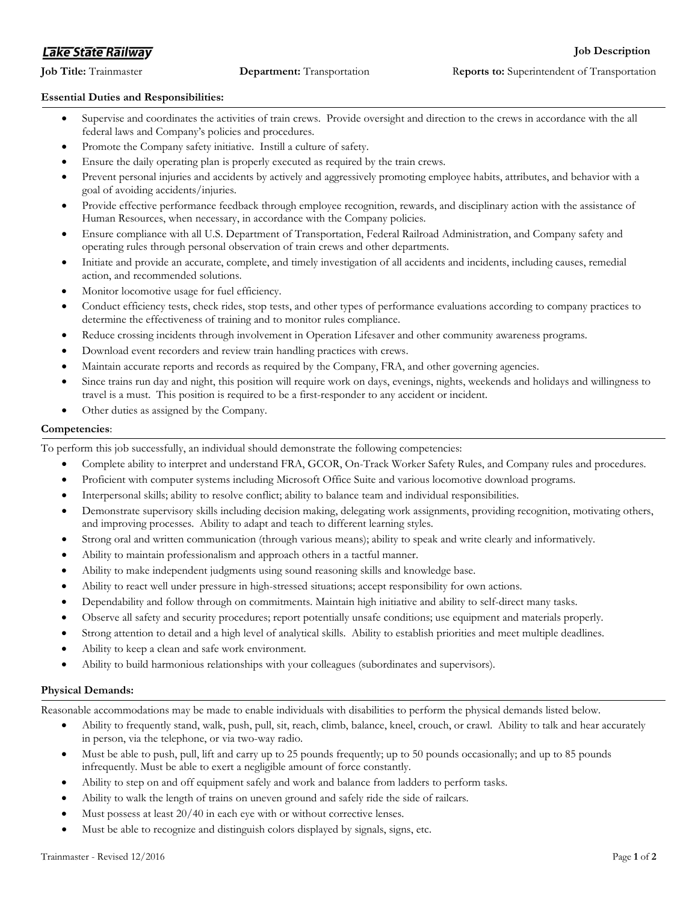**Lake State Railway**

**Job Description**

**Job Title:** Trainmaster **Department:** Transportation **Reports to:** Superintendent of Transportation

**Essential Duties and Responsibilities:**

- Supervise and coordinates the activities of train crews. Provide oversight and direction to the crews in accordance with the all federal laws and Company's policies and procedures.
- Promote the Company safety initiative. Instill a culture of safety.
- Ensure the daily operating plan is properly executed as required by the train crews.
- Prevent personal injuries and accidents by actively and aggressively promoting employee habits, attributes, and behavior with a goal of avoiding accidents/injuries.
- Provide effective performance feedback through employee recognition, rewards, and disciplinary action with the assistance of Human Resources, when necessary, in accordance with the Company policies.
- Ensure compliance with all U.S. Department of Transportation, Federal Railroad Administration, and Company safety and operating rules through personal observation of train crews and other departments.
- Initiate and provide an accurate, complete, and timely investigation of all accidents and incidents, including causes, remedial action, and recommended solutions.
- Monitor locomotive usage for fuel efficiency.
- Conduct efficiency tests, check rides, stop tests, and other types of performance evaluations according to company practices to determine the effectiveness of training and to monitor rules compliance.
- Reduce crossing incidents through involvement in Operation Lifesaver and other community awareness programs.
- Download event recorders and review train handling practices with crews.
- Maintain accurate reports and records as required by the Company, FRA, and other governing agencies.
- Since trains run day and night, this position will require work on days, evenings, nights, weekends and holidays and willingness to travel is a must. This position is required to be a first-responder to any accident or incident.
- Other duties as assigned by the Company.

**Competencies**:

To perform this job successfully, an individual should demonstrate the following competencies:

- Complete ability to interpret and understand FRA, GCOR, On-Track Worker Safety Rules, and Company rules and procedures.
- Proficient with computer systems including Microsoft Office Suite and various locomotive download programs.
- Interpersonal skills; ability to resolve conflict; ability to balance team and individual responsibilities.
- Demonstrate supervisory skills including decision making, delegating work assignments, providing recognition, motivating others, and improving processes. Ability to adapt and teach to different learning styles.
- Strong oral and written communication (through various means); ability to speak and write clearly and informatively.
- Ability to maintain professionalism and approach others in a tactful manner.
- Ability to make independent judgments using sound reasoning skills and knowledge base.
- Ability to react well under pressure in high-stressed situations; accept responsibility for own actions.
- Dependability and follow through on commitments. Maintain high initiative and ability to self-direct many tasks.
- Observe all safety and security procedures; report potentially unsafe conditions; use equipment and materials properly.
- Strong attention to detail and a high level of analytical skills. Ability to establish priorities and meet multiple deadlines.
- Ability to keep a clean and safe work environment.
- Ability to build harmonious relationships with your colleagues (subordinates and supervisors).

**Physical Demands:**

Reasonable accommodations may be made to enable individuals with disabilities to perform the physical demands listed below.

- Ability to frequently stand, walk, push, pull, sit, reach, climb, balance, kneel, crouch, or crawl. Ability to talk and hear accurately in person, via the telephone, or via two-way radio.
- Must be able to push, pull, lift and carry up to 25 pounds frequently; up to 50 pounds occasionally; and up to 85 pounds infrequently. Must be able to exert a negligible amount of force constantly.
- Ability to step on and off equipment safely and work and balance from ladders to perform tasks.
- Ability to walk the length of trains on uneven ground and safely ride the side of railcars.
- Must possess at least 20/40 in each eye with or without corrective lenses.
- Must be able to recognize and distinguish colors displayed by signals, signs, etc.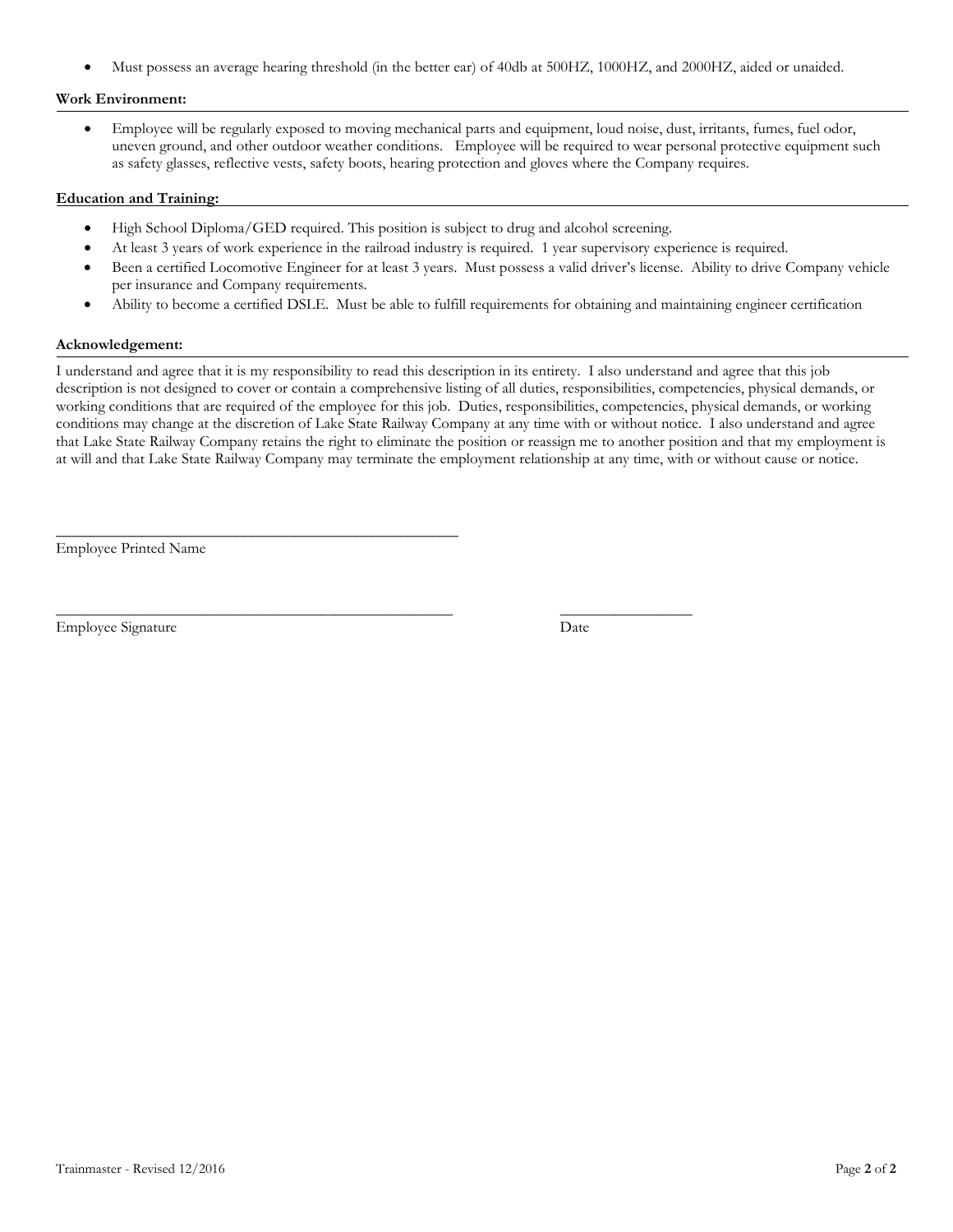- Must possess an average hearing threshold (in the better ear) of 40db at 500HZ, 1000HZ, and 2000HZ, aided or unaided.

**Work Environment:**

- Employee will be regularly exposed to moving mechanical parts and equipment, loud noise, dust, irritants, fumes, fuel odor, uneven ground, and other outdoor weather conditions. Employee will be required to wear personal protective equipment such as safety glasses, reflective vests, safety boots, hearing protection and gloves where the Company requires.

**Education and Training:**

- High School Diploma/GED required. This position is subject to drug and alcohol screening.
- At least 3 years of work experience in the railroad industry is required. 1 year supervisory experience is required.
- Been a certified Locomotive Engineer for at least 3 years. Must possess a valid driver's license. Ability to drive Company vehicle per insurance and Company requirements.
- Ability to become a certified DSLE. Must be able to fulfill requirements for obtaining and maintaining engineer certification

**Acknowledgement:**

I understand and agree that it is my responsibility to read this description in its entirety. I also understand and agree that this job description is not designed to cover or contain a comprehensive listing of all duties, responsibilities, competencies, physical demands, or working conditions that are required of the employee for this job. Duties, responsibilities, competencies, physical demands, or working conditions may change at the discretion of Lake State Railway Company at any time with or without notice. I also understand and agree that Lake State Railway Company retains the right to eliminate the position or reassign me to another position and that my employment is at will and that Lake State Railway Company may terminate the employment relationship at any time, with or without cause or notice.

______________________________________________________

Employee Printed Name

______________________________________________________ __________________

Employee Signature Date